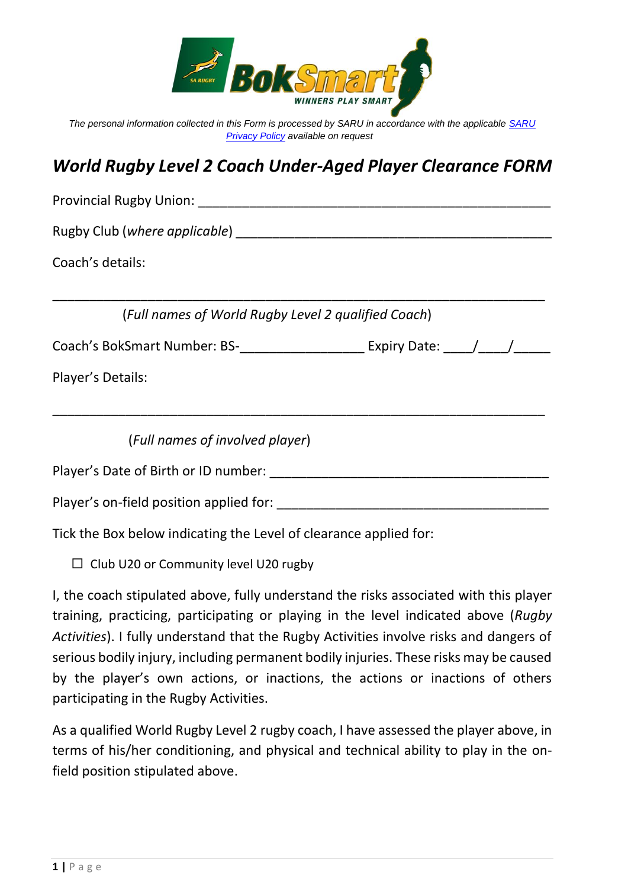*The personal information collected in this Form is processed by SARU in accordance with the applicable [SARU Privacy Policy] available on request*

# *World Rugby Level 2 Coach Under-Aged Player Clearance FORM*

Provincial Rugby Union: ________________________________________________

Rugby Club (*where applicable*) ____________________________________________

Coach's details:

____________________________________________________________________

(*Full names of World Rugby Level 2 qualified Coach*)

Coach's BokSmart Number: BS-________________ Expiry Date: ____/____/_____

Player's Details:

____________________________________________________________________

(*Full names of involved player*)

Player's Date of Birth or ID number: _____________________________________

Player's on-field position applied for: ____________________________________

Tick the Box below indicating the Level of clearance applied for:

☐ Club U20 or Community level U20 rugby

I, the coach stipulated above, fully understand the risks associated with this player training, practicing, participating or playing in the level indicated above (*Rugby Activities*). I fully understand that the Rugby Activities involve risks and dangers of serious bodily injury, including permanent bodily injuries. These risks may be caused by the player's own actions, or inactions, the actions or inactions of others participating in the Rugby Activities.

As a qualified World Rugby Level 2 rugby coach, I have assessed the player above, in terms of his/her conditioning, and physical and technical ability to play in the on-field position stipulated above.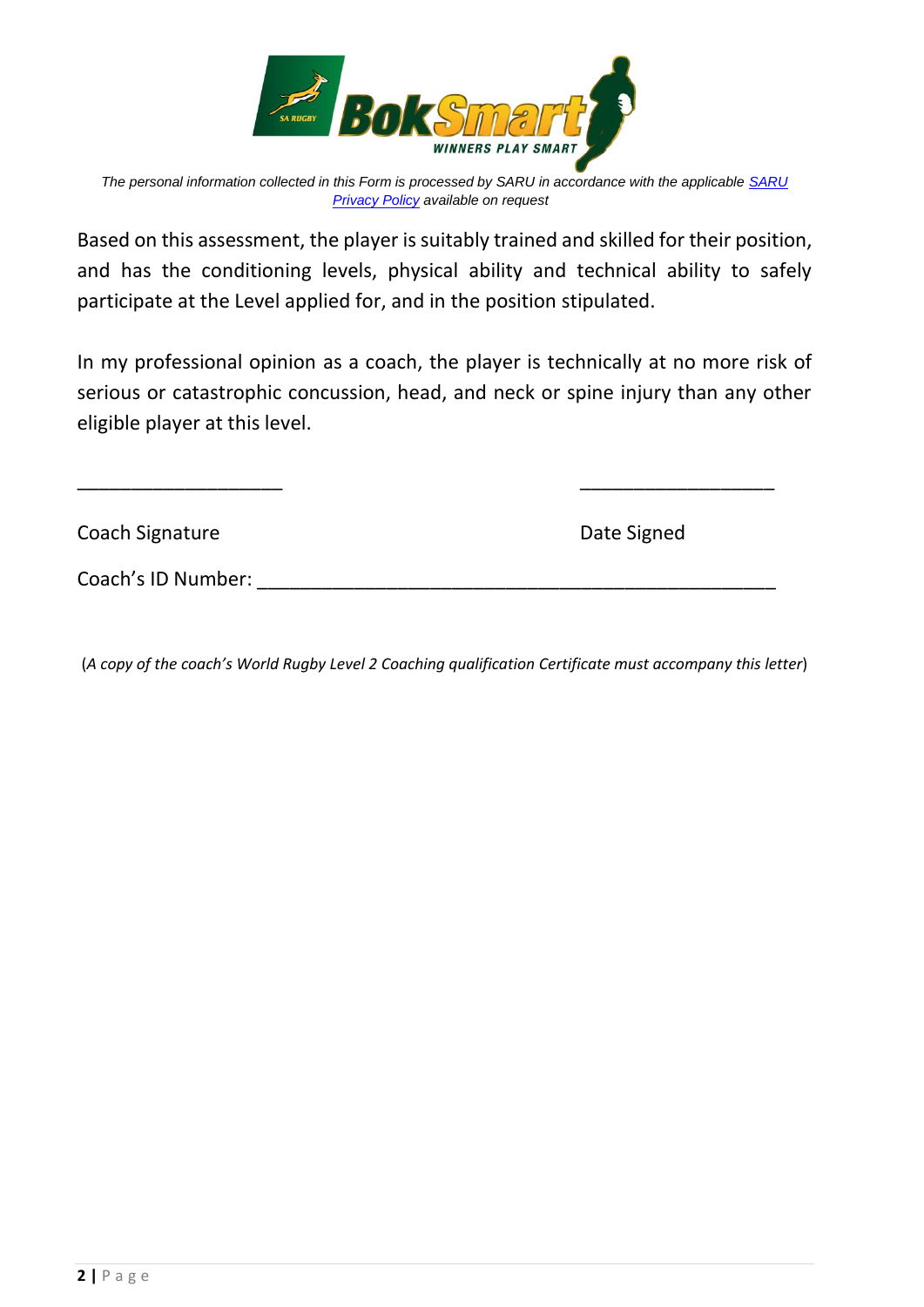*The personal information collected in this Form is processed by SARU in accordance with the applicable [SARU Privacy Policy] available on request*

Based on this assessment, the player is suitably trained and skilled for their position, and has the conditioning levels, physical ability and technical ability to safely participate at the Level applied for, and in the position stipulated.

In my professional opinion as a coach, the player is technically at no more risk of serious or catastrophic concussion, head, and neck or spine injury than any other eligible player at this level.

\_\_\_\_\_\_\_\_\_\_\_\_\_\_\_\_\_\_\_\_\_ \_\_\_\_\_\_\_\_\_\_\_\_\_\_\_\_\_\_\_\_

Coach Signature Date Signed

Coach's ID Number: \_\_\_\_\_\_\_\_\_\_\_\_\_\_\_\_\_\_\_\_\_\_\_\_\_\_\_\_\_\_\_\_\_\_\_\_\_\_\_\_\_\_\_\_\_\_\_\_\_\_\_\_

(*A copy of the coach's World Rugby Level 2 Coaching qualification Certificate must accompany this letter*)